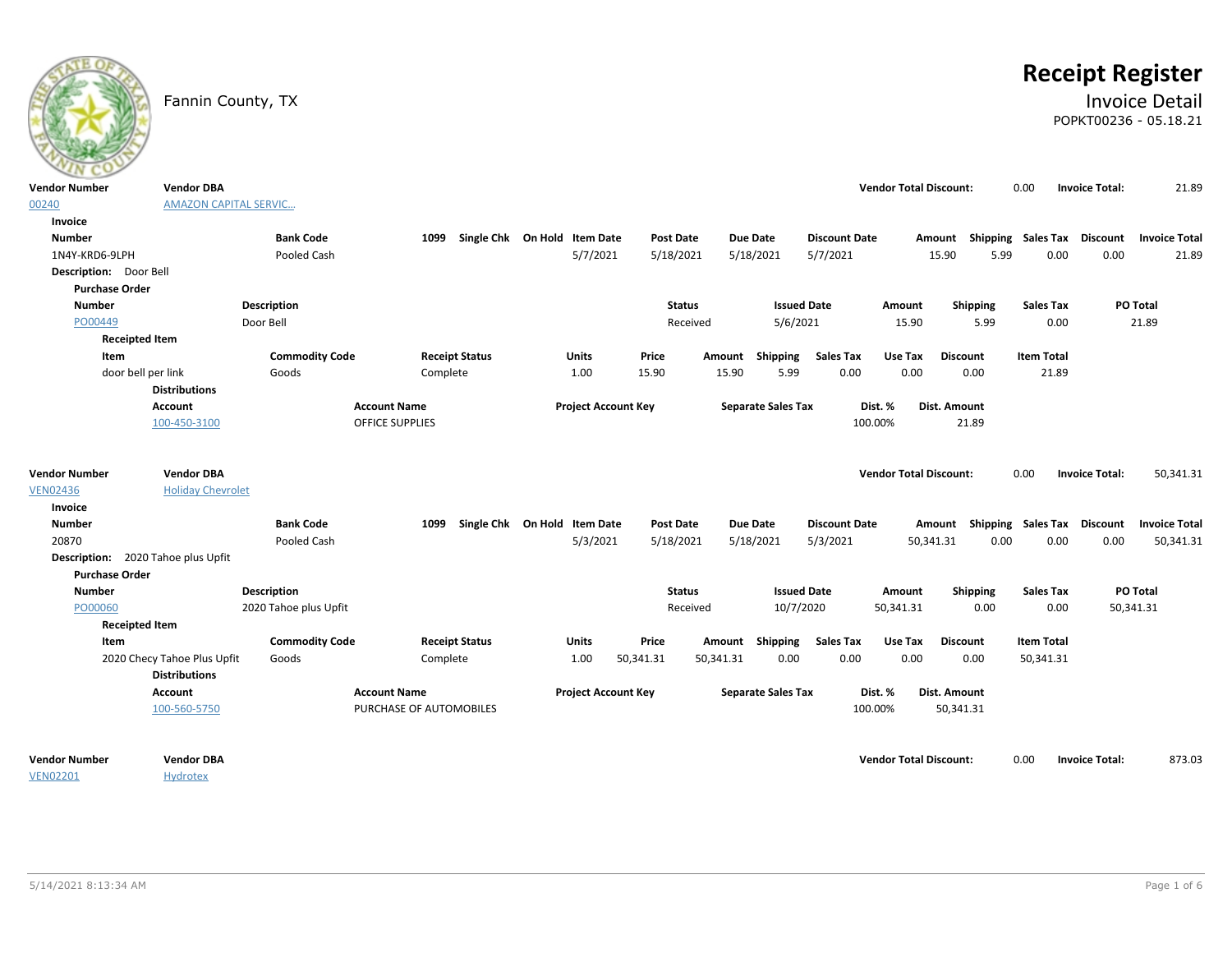Fannin County, TX

# Receipt Register

## Invoice Detail

POPKT00236 - 05.18.21

| Vendor Number | Vendor DBA | Vendor Total Discount: | Invoice Total: |
|---|---|---|---|
| 00240 | AMAZON CAPITAL SERVIC... | 0.00 | 21.89 |

**Invoice**

| Number | Bank Code | 1099 | Single Chk | On Hold | Item Date | Post Date | Due Date | Discount Date | Amount | Shipping | Sales Tax | Discount | Invoice Total |
|---|---|---|---|---|---|---|---|---|---|---|---|---|---|
| 1N4Y-KRD6-9LPH | Pooled Cash | | | | 5/7/2021 | 5/18/2021 | 5/18/2021 | 5/7/2021 | 15.90 | 5.99 | 0.00 | 0.00 | 21.89 |

**Description:** Door Bell

**Purchase Order**

| Number | Description | Status | Issued Date | Amount | Shipping | Sales Tax | PO Total |
|---|---|---|---|---|---|---|---|
| PO00449 | Door Bell | Received | 5/6/2021 | 15.90 | 5.99 | 0.00 | 21.89 |

**Receipted Item**

| Item | Commodity Code | Receipt Status | Units | Price | Amount | Shipping | Sales Tax | Use Tax | Discount | Item Total |
|---|---|---|---|---|---|---|---|---|---|---|
| door bell per link | Goods | Complete | 1.00 | 15.90 | 15.90 | 5.99 | 0.00 | 0.00 | 0.00 | 21.89 |

**Distributions**

| Account | Account Name | Project Account Key | Separate Sales Tax | Dist. % | Dist. Amount |
|---|---|---|---|---|---|
| 100-450-3100 | OFFICE SUPPLIES | | | 100.00% | 21.89 |

| Vendor Number | Vendor DBA | Vendor Total Discount: | Invoice Total: |
|---|---|---|---|
| VEN02436 | Holiday Chevrolet | 0.00 | 50,341.31 |

**Invoice**

| Number | Bank Code | 1099 | Single Chk | On Hold | Item Date | Post Date | Due Date | Discount Date | Amount | Shipping | Sales Tax | Discount | Invoice Total |
|---|---|---|---|---|---|---|---|---|---|---|---|---|---|
| 20870 | Pooled Cash | | | | 5/3/2021 | 5/18/2021 | 5/18/2021 | 5/3/2021 | 50,341.31 | 0.00 | 0.00 | 0.00 | 50,341.31 |

**Description:** 2020 Tahoe plus Upfit

**Purchase Order**

| Number | Description | Status | Issued Date | Amount | Shipping | Sales Tax | PO Total |
|---|---|---|---|---|---|---|---|
| PO00060 | 2020 Tahoe plus Upfit | Received | 10/7/2020 | 50,341.31 | 0.00 | 0.00 | 50,341.31 |

**Receipted Item**

| Item | Commodity Code | Receipt Status | Units | Price | Amount | Shipping | Sales Tax | Use Tax | Discount | Item Total |
|---|---|---|---|---|---|---|---|---|---|---|
| 2020 Checy Tahoe Plus Upfit | Goods | Complete | 1.00 | 50,341.31 | 50,341.31 | 0.00 | 0.00 | 0.00 | 0.00 | 50,341.31 |

**Distributions**

| Account | Account Name | Project Account Key | Separate Sales Tax | Dist. % | Dist. Amount |
|---|---|---|---|---|---|
| 100-560-5750 | PURCHASE OF AUTOMOBILES | | | 100.00% | 50,341.31 |

| Vendor Number | Vendor DBA | Vendor Total Discount: | Invoice Total: |
|---|---|---|---|
| VEN02201 | Hydrotex | 0.00 | 873.03 |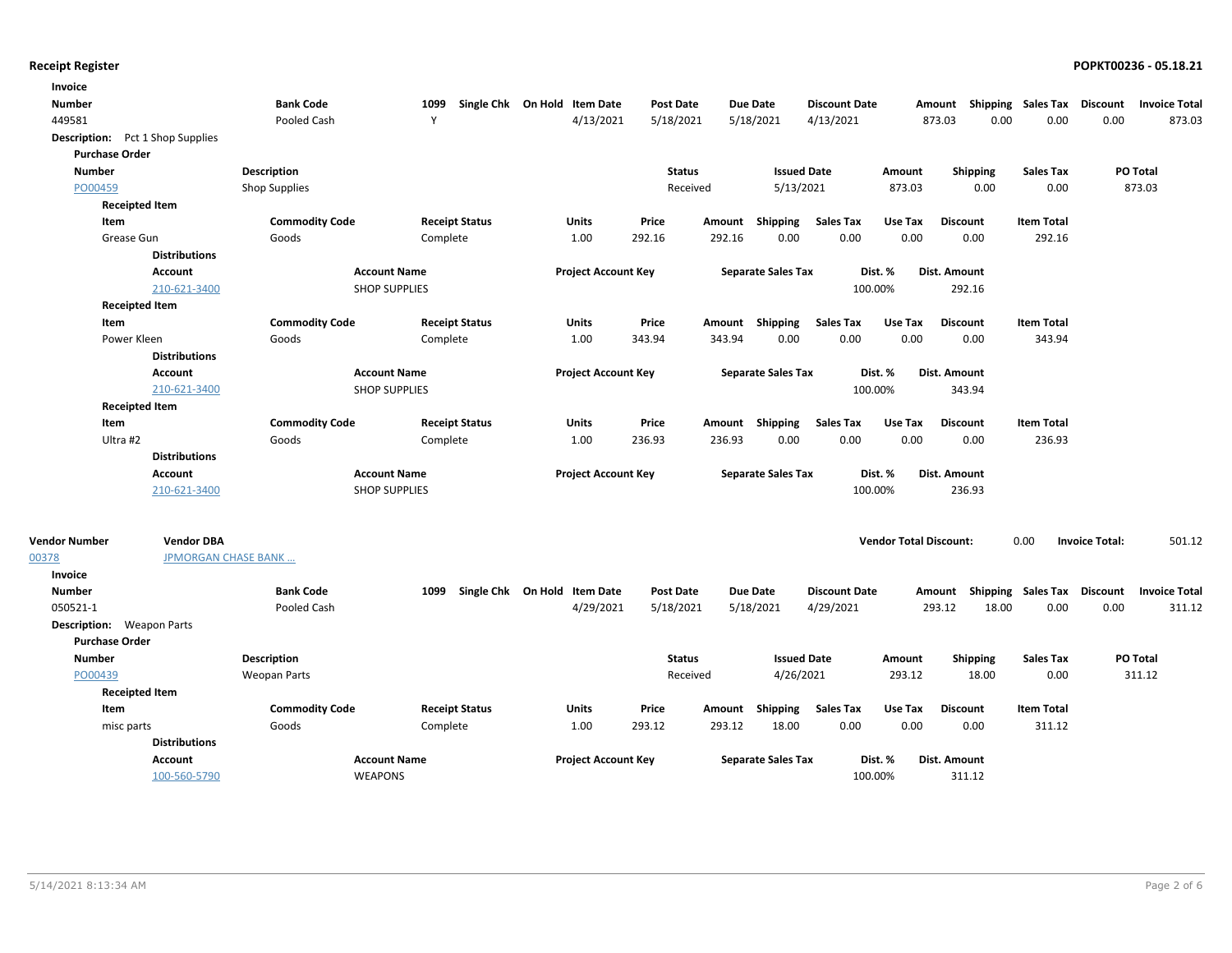**Receipt Register**

**POPKT00236 - 05.18.21**

**Invoice**

| Number | Bank Code | 1099 | Single Chk | On Hold | Item Date | Post Date | Due Date | Discount Date | Amount | Shipping | Sales Tax | Discount | Invoice Total |
|---|---|---|---|---|---|---|---|---|---|---|---|---|---|
| 449581 | Pooled Cash | Y | | | 4/13/2021 | 5/18/2021 | 5/18/2021 | 4/13/2021 | 873.03 | 0.00 | 0.00 | 0.00 | 873.03 |

**Description:** Pct 1 Shop Supplies

**Purchase Order**

| Number | Description | Status | Issued Date | Amount | Shipping | Sales Tax | PO Total |
|---|---|---|---|---|---|---|---|
| PO00459 | Shop Supplies | Received | 5/13/2021 | 873.03 | 0.00 | 0.00 | 873.03 |

**Receipted Item**

| Item | Commodity Code | Receipt Status | Units | Price | Amount | Shipping | Sales Tax | Use Tax | Discount | Item Total |
|---|---|---|---|---|---|---|---|---|---|---|
| Grease Gun | Goods | Complete | 1.00 | 292.16 | 292.16 | 0.00 | 0.00 | 0.00 | 0.00 | 292.16 |

**Distributions**

| Account | Account Name | Project Account Key | Separate Sales Tax | Dist. % | Dist. Amount |
|---|---|---|---|---|---|
| 210-621-3400 | SHOP SUPPLIES | | | 100.00% | 292.16 |

**Receipted Item**

| Item | Commodity Code | Receipt Status | Units | Price | Amount | Shipping | Sales Tax | Use Tax | Discount | Item Total |
|---|---|---|---|---|---|---|---|---|---|---|
| Power Kleen | Goods | Complete | 1.00 | 343.94 | 343.94 | 0.00 | 0.00 | 0.00 | 0.00 | 343.94 |

**Distributions**

| Account | Account Name | Project Account Key | Separate Sales Tax | Dist. % | Dist. Amount |
|---|---|---|---|---|---|
| 210-621-3400 | SHOP SUPPLIES | | | 100.00% | 343.94 |

**Receipted Item**

| Item | Commodity Code | Receipt Status | Units | Price | Amount | Shipping | Sales Tax | Use Tax | Discount | Item Total |
|---|---|---|---|---|---|---|---|---|---|---|
| Ultra #2 | Goods | Complete | 1.00 | 236.93 | 236.93 | 0.00 | 0.00 | 0.00 | 0.00 | 236.93 |

**Distributions**

| Account | Account Name | Project Account Key | Separate Sales Tax | Dist. % | Dist. Amount |
|---|---|---|---|---|---|
| 210-621-3400 | SHOP SUPPLIES | | | 100.00% | 236.93 |

| Vendor Number | Vendor DBA | Vendor Total Discount: | 0.00 | Invoice Total: | 501.12 |
|---|---|---|---|---|---|
| 00378 | JPMORGAN CHASE BANK ... | | | | |

**Invoice**

| Number | Bank Code | 1099 | Single Chk | On Hold | Item Date | Post Date | Due Date | Discount Date | Amount | Shipping | Sales Tax | Discount | Invoice Total |
|---|---|---|---|---|---|---|---|---|---|---|---|---|---|
| 050521-1 | Pooled Cash | | | | 4/29/2021 | 5/18/2021 | 5/18/2021 | 4/29/2021 | 293.12 | 18.00 | 0.00 | 0.00 | 311.12 |

**Description:** Weapon Parts

**Purchase Order**

| Number | Description | Status | Issued Date | Amount | Shipping | Sales Tax | PO Total |
|---|---|---|---|---|---|---|---|
| PO00439 | Weopan Parts | Received | 4/26/2021 | 293.12 | 18.00 | 0.00 | 311.12 |

**Receipted Item**

| Item | Commodity Code | Receipt Status | Units | Price | Amount | Shipping | Sales Tax | Use Tax | Discount | Item Total |
|---|---|---|---|---|---|---|---|---|---|---|
| misc parts | Goods | Complete | 1.00 | 293.12 | 293.12 | 18.00 | 0.00 | 0.00 | 0.00 | 311.12 |

**Distributions**

| Account | Account Name | Project Account Key | Separate Sales Tax | Dist. % | Dist. Amount |
|---|---|---|---|---|---|
| 100-560-5790 | WEAPONS | | | 100.00% | 311.12 |

5/14/2021 8:13:34 AM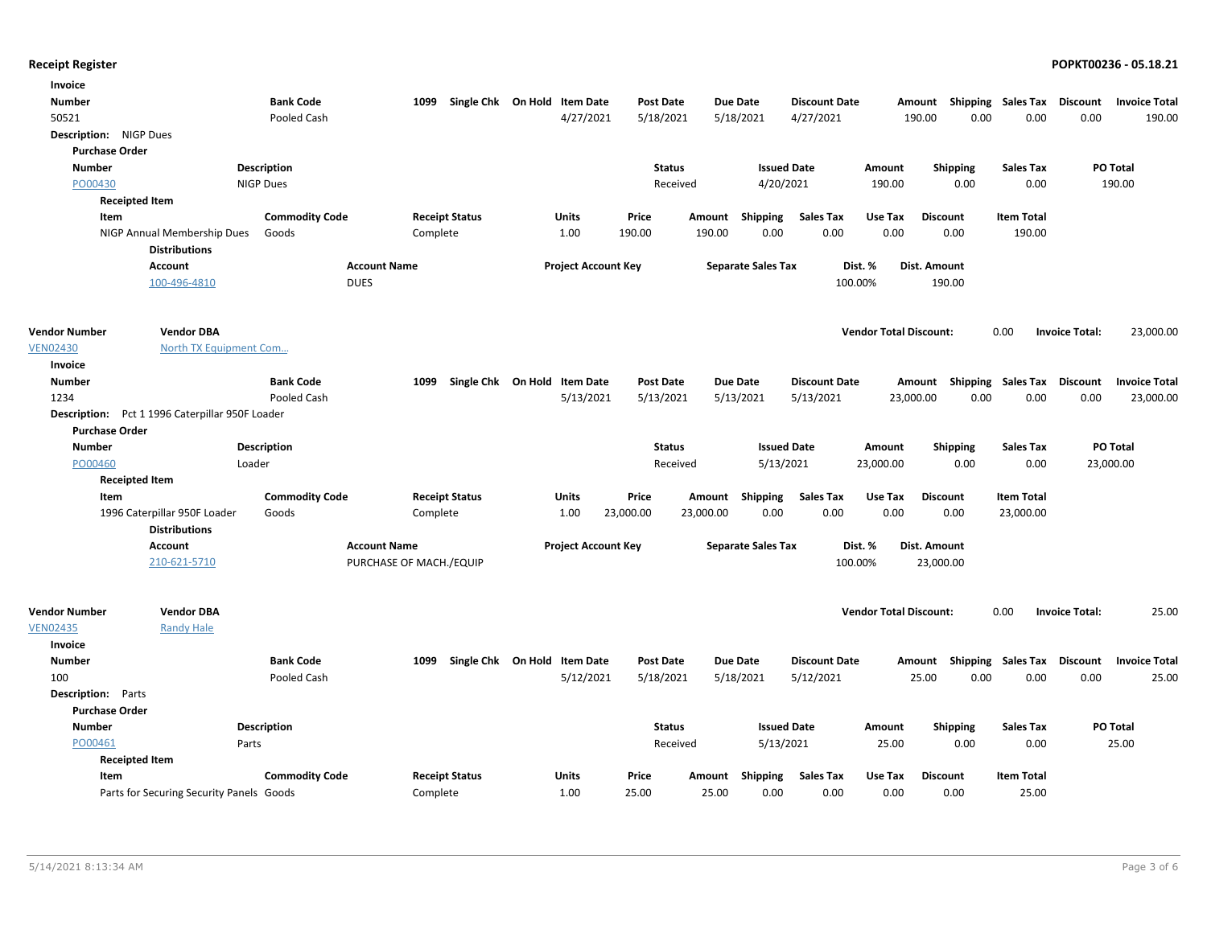**Receipt Register** | **POPKT00236 - 05.18.21**

**Invoice**

| Number | Bank Code | 1099 | Single Chk | On Hold | Item Date | Post Date | Due Date | Discount Date | Amount | Shipping | Sales Tax | Discount | Invoice Total |
|---|---|---|---|---|---|---|---|---|---|---|---|---|---|
| 50521 | Pooled Cash | | | | 4/27/2021 | 5/18/2021 | 5/18/2021 | 4/27/2021 | 190.00 | 0.00 | 0.00 | 0.00 | 190.00 |

**Description:** NIGP Dues

**Purchase Order**

| Number | Description | Status | Issued Date | Amount | Shipping | Sales Tax | PO Total |
|---|---|---|---|---|---|---|---|
| PO00430 | NIGP Dues | Received | 4/20/2021 | 190.00 | 0.00 | 0.00 | 190.00 |

**Receipted Item**

| Item | Commodity Code | Receipt Status | Units | Price | Amount | Shipping | Sales Tax | Use Tax | Discount | Item Total |
|---|---|---|---|---|---|---|---|---|---|---|
| NIGP Annual Membership Dues | Goods | Complete | 1.00 | 190.00 | 190.00 | 0.00 | 0.00 | 0.00 | 0.00 | 190.00 |

**Distributions**

| Account | Account Name | Project Account Key | Separate Sales Tax | Dist. % | Dist. Amount |
|---|---|---|---|---|---|
| 100-496-4810 | DUES | | | 100.00% | 190.00 |

| Vendor Number | Vendor DBA | Vendor Total Discount: | 0.00 | Invoice Total: | 23,000.00 |
|---|---|---|---|---|---|
| VEN02430 | North TX Equipment Com... | | | | |

**Invoice**

| Number | Bank Code | 1099 | Single Chk | On Hold | Item Date | Post Date | Due Date | Discount Date | Amount | Shipping | Sales Tax | Discount | Invoice Total |
|---|---|---|---|---|---|---|---|---|---|---|---|---|---|
| 1234 | Pooled Cash | | | | 5/13/2021 | 5/13/2021 | 5/13/2021 | 5/13/2021 | 23,000.00 | 0.00 | 0.00 | 0.00 | 23,000.00 |

**Description:** Pct 1 1996 Caterpillar 950F Loader

**Purchase Order**

| Number | Description | Status | Issued Date | Amount | Shipping | Sales Tax | PO Total |
|---|---|---|---|---|---|---|---|
| PO00460 | Loader | Received | 5/13/2021 | 23,000.00 | 0.00 | 0.00 | 23,000.00 |

**Receipted Item**

| Item | Commodity Code | Receipt Status | Units | Price | Amount | Shipping | Sales Tax | Use Tax | Discount | Item Total |
|---|---|---|---|---|---|---|---|---|---|---|
| 1996 Caterpillar 950F Loader | Goods | Complete | 1.00 | 23,000.00 | 23,000.00 | 0.00 | 0.00 | 0.00 | 0.00 | 23,000.00 |

**Distributions**

| Account | Account Name | Project Account Key | Separate Sales Tax | Dist. % | Dist. Amount |
|---|---|---|---|---|---|
| 210-621-5710 | PURCHASE OF MACH./EQUIP | | | 100.00% | 23,000.00 |

| Vendor Number | Vendor DBA | Vendor Total Discount: | 0.00 | Invoice Total: | 25.00 |
|---|---|---|---|---|---|
| VEN02435 | Randy Hale | | | | |

**Invoice**

| Number | Bank Code | 1099 | Single Chk | On Hold | Item Date | Post Date | Due Date | Discount Date | Amount | Shipping | Sales Tax | Discount | Invoice Total |
|---|---|---|---|---|---|---|---|---|---|---|---|---|---|
| 100 | Pooled Cash | | | | 5/12/2021 | 5/18/2021 | 5/18/2021 | 5/12/2021 | 25.00 | 0.00 | 0.00 | 0.00 | 25.00 |

**Description:** Parts

**Purchase Order**

| Number | Description | Status | Issued Date | Amount | Shipping | Sales Tax | PO Total |
|---|---|---|---|---|---|---|---|
| PO00461 | Parts | Received | 5/13/2021 | 25.00 | 0.00 | 0.00 | 25.00 |

**Receipted Item**

| Item | Commodity Code | Receipt Status | Units | Price | Amount | Shipping | Sales Tax | Use Tax | Discount | Item Total |
|---|---|---|---|---|---|---|---|---|---|---|
| Parts for Securing Security Panels | Goods | Complete | 1.00 | 25.00 | 25.00 | 0.00 | 0.00 | 0.00 | 0.00 | 25.00 |

5/14/2021 8:13:34 AM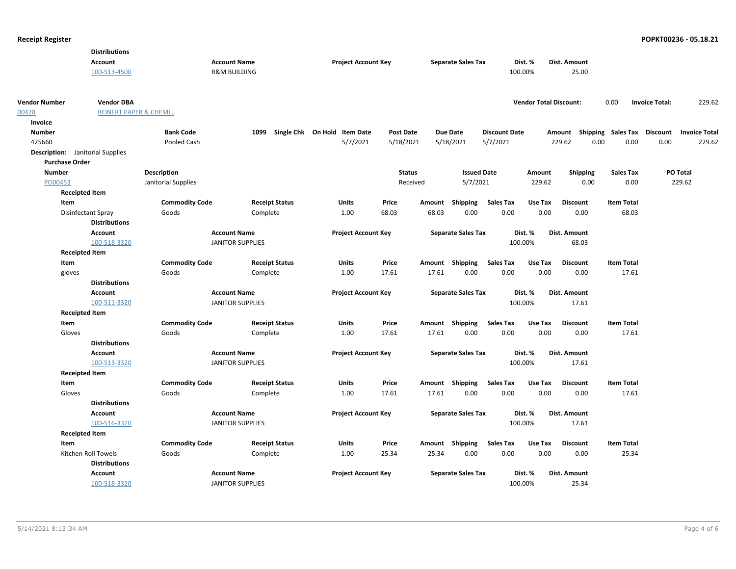**Distributions**

| Account | Account Name | Project Account Key | Separate Sales Tax | Dist. % | Dist. Amount |
|---|---|---|---|---|---|
| 100-513-4500 | R&M BUILDING | | | 100.00% | 25.00 |

| Vendor Number | Vendor DBA | Vendor Total Discount: | | Invoice Total: | |
|---|---|---|---|---|---|
| 00478 | REINERT PAPER & CHEMI... | | 0.00 | | 229.62 |

**Invoice**

| Number | Bank Code | 1099 | Single Chk | On Hold | Item Date | Post Date | Due Date | Discount Date | Amount | Shipping | Sales Tax | Discount | Invoice Total |
|---|---|---|---|---|---|---|---|---|---|---|---|---|---|
| 425660 | Pooled Cash | | | | 5/7/2021 | 5/18/2021 | 5/18/2021 | 5/7/2021 | 229.62 | 0.00 | 0.00 | 0.00 | 229.62 |

**Description:** Janitorial Supplies

**Purchase Order**

| Number | Description | Status | Issued Date | Amount | Shipping | Sales Tax | PO Total |
|---|---|---|---|---|---|---|---|
| PO00453 | Janitorial Supplies | Received | 5/7/2021 | 229.62 | 0.00 | 0.00 | 229.62 |

**Receipted Item**

| Item | Commodity Code | Receipt Status | Units | Price | Amount | Shipping | Sales Tax | Use Tax | Discount | Item Total |
|---|---|---|---|---|---|---|---|---|---|---|
| Disinfectant Spray | Goods | Complete | 1.00 | 68.03 | 68.03 | 0.00 | 0.00 | 0.00 | 0.00 | 68.03 |

**Distributions**

| Account | Account Name | Project Account Key | Separate Sales Tax | Dist. % | Dist. Amount |
|---|---|---|---|---|---|
| 100-518-3320 | JANITOR SUPPLIES | | | 100.00% | 68.03 |

**Receipted Item**

| Item | Commodity Code | Receipt Status | Units | Price | Amount | Shipping | Sales Tax | Use Tax | Discount | Item Total |
|---|---|---|---|---|---|---|---|---|---|---|
| gloves | Goods | Complete | 1.00 | 17.61 | 17.61 | 0.00 | 0.00 | 0.00 | 0.00 | 17.61 |

**Distributions**

| Account | Account Name | Project Account Key | Separate Sales Tax | Dist. % | Dist. Amount |
|---|---|---|---|---|---|
| 100-511-3320 | JANITOR SUPPLIES | | | 100.00% | 17.61 |

**Receipted Item**

| Item | Commodity Code | Receipt Status | Units | Price | Amount | Shipping | Sales Tax | Use Tax | Discount | Item Total |
|---|---|---|---|---|---|---|---|---|---|---|
| Gloves | Goods | Complete | 1.00 | 17.61 | 17.61 | 0.00 | 0.00 | 0.00 | 0.00 | 17.61 |

**Distributions**

| Account | Account Name | Project Account Key | Separate Sales Tax | Dist. % | Dist. Amount |
|---|---|---|---|---|---|
| 100-513-3320 | JANITOR SUPPLIES | | | 100.00% | 17.61 |

**Receipted Item**

| Item | Commodity Code | Receipt Status | Units | Price | Amount | Shipping | Sales Tax | Use Tax | Discount | Item Total |
|---|---|---|---|---|---|---|---|---|---|---|
| Gloves | Goods | Complete | 1.00 | 17.61 | 17.61 | 0.00 | 0.00 | 0.00 | 0.00 | 17.61 |

**Distributions**

| Account | Account Name | Project Account Key | Separate Sales Tax | Dist. % | Dist. Amount |
|---|---|---|---|---|---|
| 100-516-3320 | JANITOR SUPPLIES | | | 100.00% | 17.61 |

**Receipted Item**

| Item | Commodity Code | Receipt Status | Units | Price | Amount | Shipping | Sales Tax | Use Tax | Discount | Item Total |
|---|---|---|---|---|---|---|---|---|---|---|
| Kitchen Roll Towels | Goods | Complete | 1.00 | 25.34 | 25.34 | 0.00 | 0.00 | 0.00 | 0.00 | 25.34 |

**Distributions**

| Account | Account Name | Project Account Key | Separate Sales Tax | Dist. % | Dist. Amount |
|---|---|---|---|---|---|
| 100-518-3320 | JANITOR SUPPLIES | | | 100.00% | 25.34 |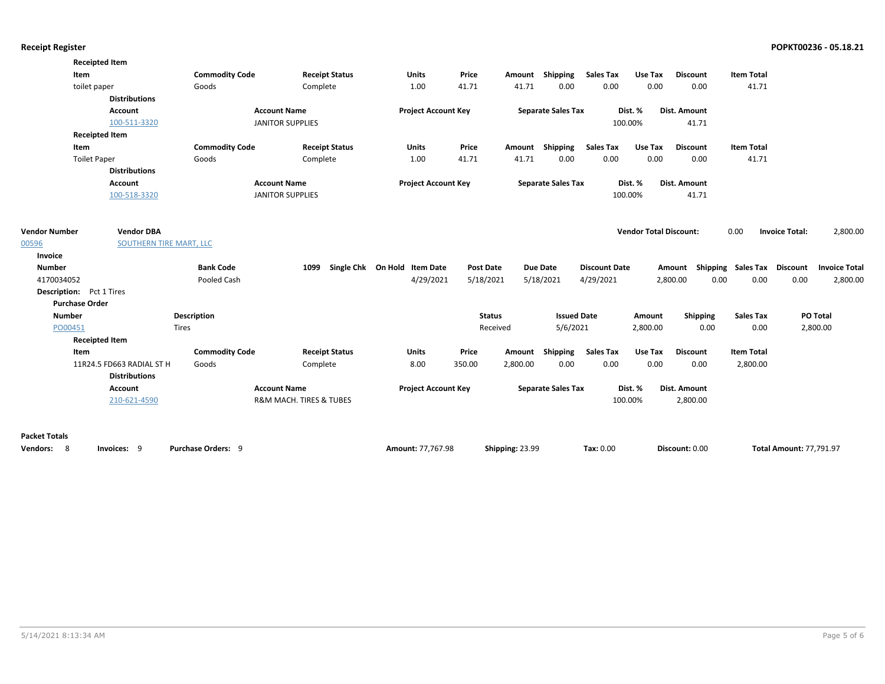**Receipt Register** **POPKT00236 - 05.18.21**

**Receipted Item**

| Item | Commodity Code | Receipt Status | Units | Price | Amount | Shipping | Sales Tax | Use Tax | Discount | Item Total |
|---|---|---|---|---|---|---|---|---|---|---|
| toilet paper | Goods | Complete | 1.00 | 41.71 | 41.71 | 0.00 | 0.00 | 0.00 | 0.00 | 41.71 |

**Distributions**

| Account | Account Name | Project Account Key | Separate Sales Tax | Dist. % | Dist. Amount |
|---|---|---|---|---|---|
| 100-511-3320 | JANITOR SUPPLIES | | | 100.00% | 41.71 |

**Receipted Item**

| Item | Commodity Code | Receipt Status | Units | Price | Amount | Shipping | Sales Tax | Use Tax | Discount | Item Total |
|---|---|---|---|---|---|---|---|---|---|---|
| Toilet Paper | Goods | Complete | 1.00 | 41.71 | 41.71 | 0.00 | 0.00 | 0.00 | 0.00 | 41.71 |

**Distributions**

| Account | Account Name | Project Account Key | Separate Sales Tax | Dist. % | Dist. Amount |
|---|---|---|---|---|---|
| 100-518-3320 | JANITOR SUPPLIES | | | 100.00% | 41.71 |

| Vendor Number | Vendor DBA | Vendor Total Discount: | Invoice Total: |
|---|---|---|---|
| 00596 | SOUTHERN TIRE MART, LLC | 0.00 | 2,800.00 |

**Invoice**

| Number | Bank Code | 1099 | Single Chk | On Hold | Item Date | Post Date | Due Date | Discount Date | Amount | Shipping | Sales Tax | Discount | Invoice Total |
|---|---|---|---|---|---|---|---|---|---|---|---|---|---|
| 4170034052 | Pooled Cash | | | | 4/29/2021 | 5/18/2021 | 5/18/2021 | 4/29/2021 | 2,800.00 | 0.00 | 0.00 | 0.00 | 2,800.00 |

**Description:** Pct 1 Tires

**Purchase Order**

| Number | Description | Status | Issued Date | Amount | Shipping | Sales Tax | PO Total |
|---|---|---|---|---|---|---|---|
| PO00451 | Tires | Received | 5/6/2021 | 2,800.00 | 0.00 | 0.00 | 2,800.00 |

**Receipted Item**

| Item | Commodity Code | Receipt Status | Units | Price | Amount | Shipping | Sales Tax | Use Tax | Discount | Item Total |
|---|---|---|---|---|---|---|---|---|---|---|
| 11R24.5 FD663 RADIAL ST H | Goods | Complete | 8.00 | 350.00 | 2,800.00 | 0.00 | 0.00 | 0.00 | 0.00 | 2,800.00 |

**Distributions**

| Account | Account Name | Project Account Key | Separate Sales Tax | Dist. % | Dist. Amount |
|---|---|---|---|---|---|
| 210-621-4590 | R&M MACH. TIRES & TUBES | | | 100.00% | 2,800.00 |

**Packet Totals**

**Vendors:** 8 **Invoices:** 9 **Purchase Orders:** 9 **Amount:** 77,767.98 **Shipping:** 23.99 **Tax:** 0.00 **Discount:** 0.00 **Total Amount:** 77,791.97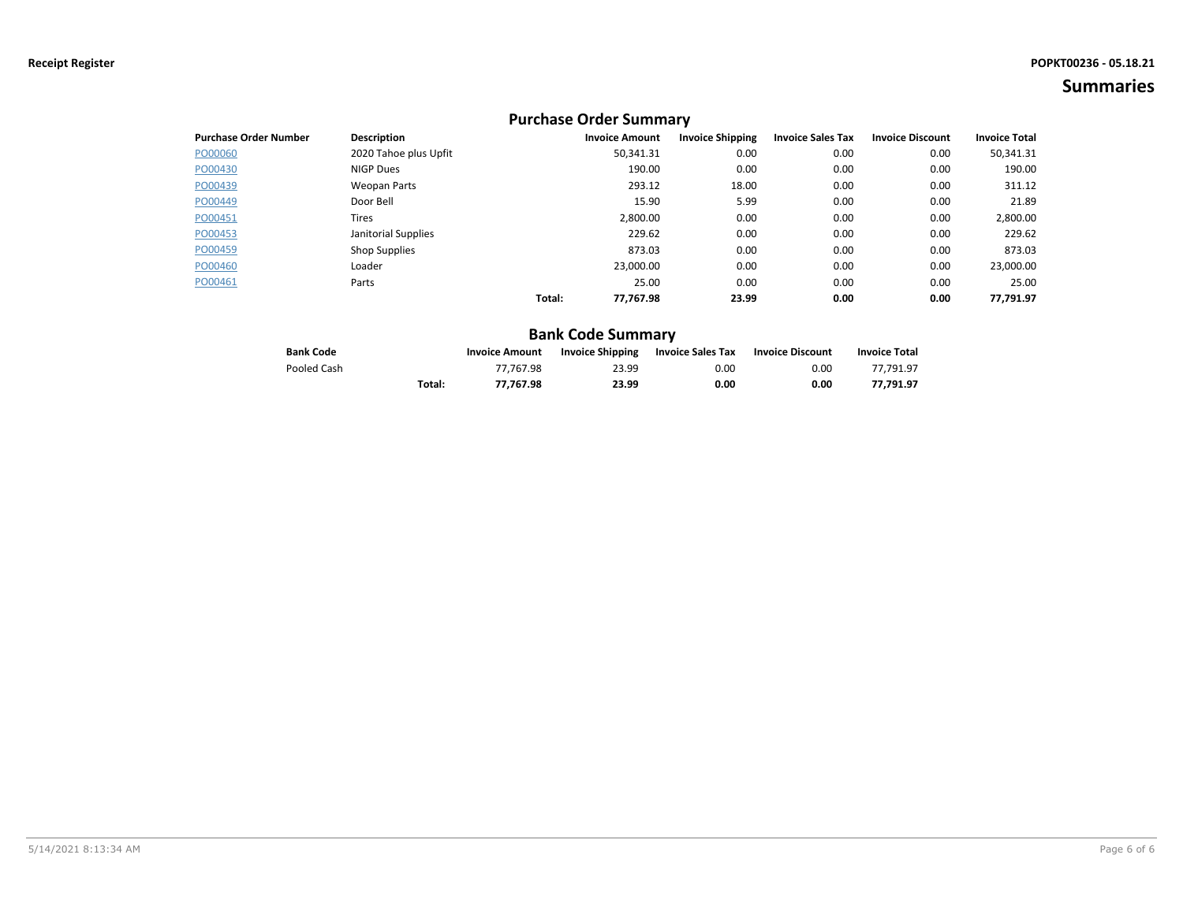# Summaries

## Purchase Order Summary

| Purchase Order Number | Description | | Invoice Amount | Invoice Shipping | Invoice Sales Tax | Invoice Discount | Invoice Total |
|---|---|---|---|---|---|---|---|
| PO00060 | 2020 Tahoe plus Upfit | | 50,341.31 | 0.00 | 0.00 | 0.00 | 50,341.31 |
| PO00430 | NIGP Dues | | 190.00 | 0.00 | 0.00 | 0.00 | 190.00 |
| PO00439 | Weopan Parts | | 293.12 | 18.00 | 0.00 | 0.00 | 311.12 |
| PO00449 | Door Bell | | 15.90 | 5.99 | 0.00 | 0.00 | 21.89 |
| PO00451 | Tires | | 2,800.00 | 0.00 | 0.00 | 0.00 | 2,800.00 |
| PO00453 | Janitorial Supplies | | 229.62 | 0.00 | 0.00 | 0.00 | 229.62 |
| PO00459 | Shop Supplies | | 873.03 | 0.00 | 0.00 | 0.00 | 873.03 |
| PO00460 | Loader | | 23,000.00 | 0.00 | 0.00 | 0.00 | 23,000.00 |
| PO00461 | Parts | | 25.00 | 0.00 | 0.00 | 0.00 | 25.00 |
| | | **Total:** | **77,767.98** | **23.99** | **0.00** | **0.00** | **77,791.97** |

## Bank Code Summary

| Bank Code | | Invoice Amount | Invoice Shipping | Invoice Sales Tax | Invoice Discount | Invoice Total |
|---|---|---|---|---|---|---|
| Pooled Cash | | 77,767.98 | 23.99 | 0.00 | 0.00 | 77,791.97 |
| | **Total:** | **77,767.98** | **23.99** | **0.00** | **0.00** | **77,791.97** |